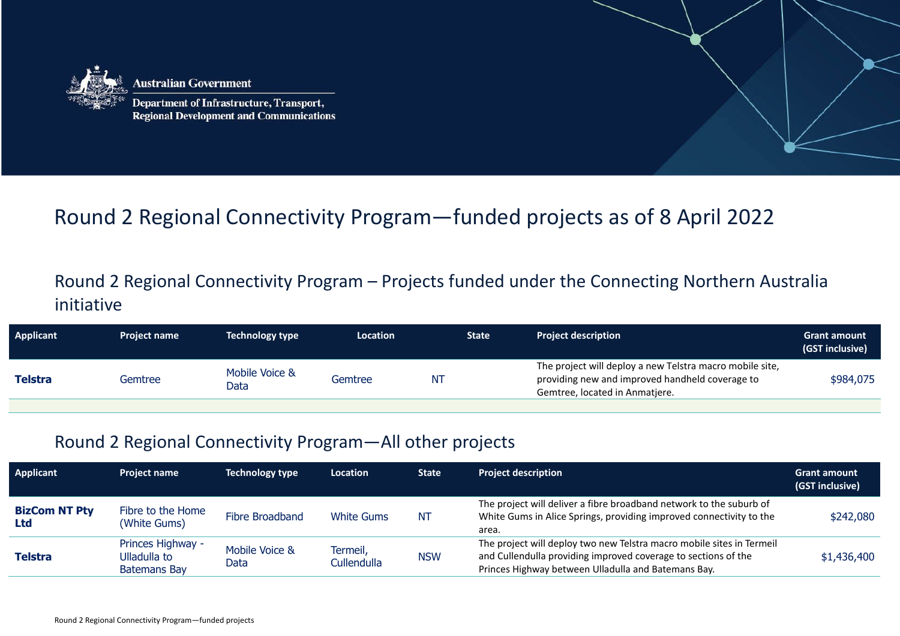Australian Government

Department of Infrastructure, Transport, Regional Development and Communications

# Round 2 Regional Connectivity Program—funded projects as of 8 April 2022

## Round 2 Regional Connectivity Program – Projects funded under the Connecting Northern Australia initiative

| Applicant | Project name | Technology type | Location | State | Project description | Grant amount (GST inclusive) |
|---|---|---|---|---|---|---|
| **Telstra** | Gemtree | Mobile Voice & Data | Gemtree | NT | The project will deploy a new Telstra macro mobile site, providing new and improved handheld coverage to Gemtree, located in Anmatjere. | $984,075 |

## Round 2 Regional Connectivity Program—All other projects

| Applicant | Project name | Technology type | Location | State | Project description | Grant amount (GST inclusive) |
|---|---|---|---|---|---|---|
| **BizCom NT Pty Ltd** | Fibre to the Home (White Gums) | Fibre Broadband | White Gums | NT | The project will deliver a fibre broadband network to the suburb of White Gums in Alice Springs, providing improved connectivity to the area. | $242,080 |
| **Telstra** | Princes Highway - Ulladulla to Batemans Bay | Mobile Voice & Data | Termeil, Cullendulla | NSW | The project will deploy two new Telstra macro mobile sites in Termeil and Cullendulla providing improved coverage to sections of the Princes Highway between Ulladulla and Batemans Bay. | $1,436,400 |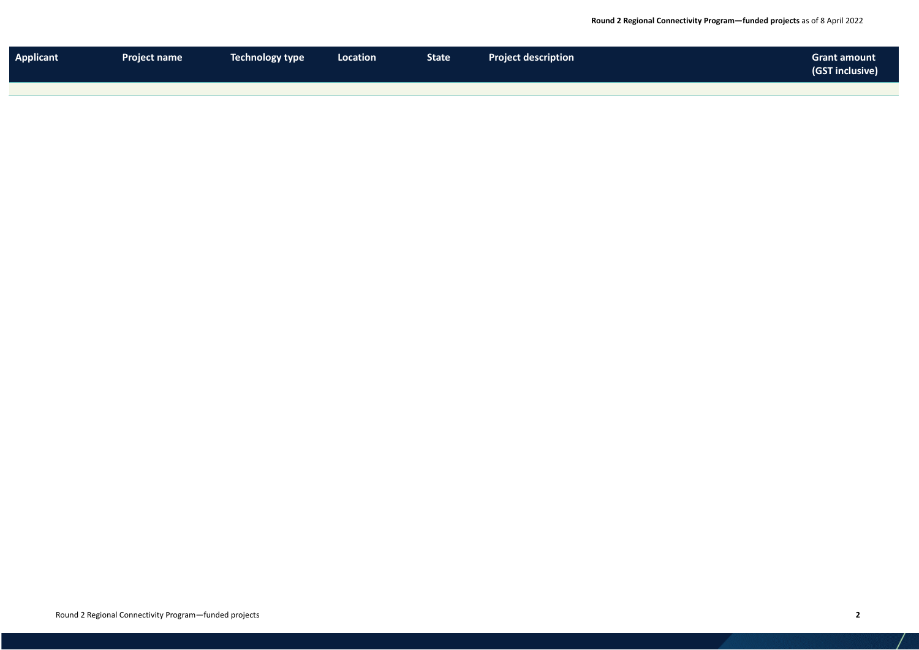| Applicant | Project name | Technology type | Location | State | Project description | Grant amount (GST inclusive) |
|---|---|---|---|---|---|---|
| | | | | | | |